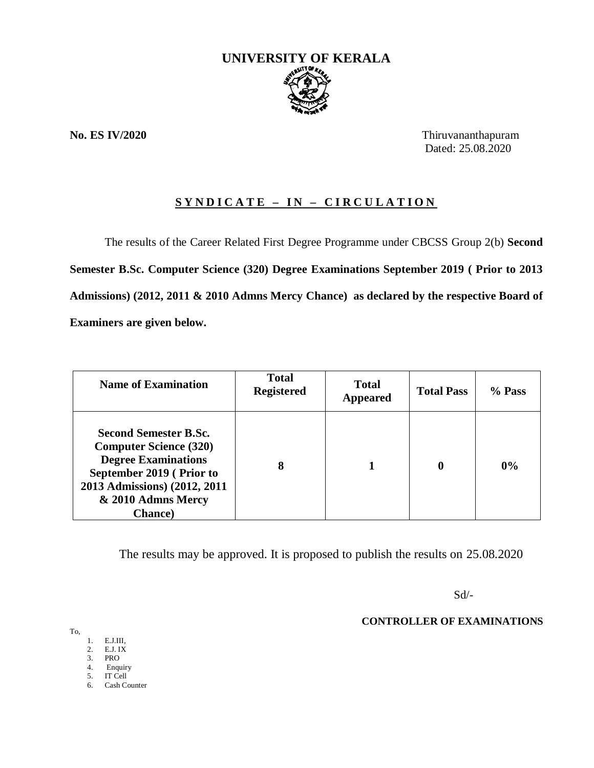# UNIVERSITY OF KERALA

**No. ES IV/2020**

Thiruvananthapuram
Dated: 25.08.2020

## S Y N D I C A T E – I N – C I R C U L A T I O N

The results of the Career Related First Degree Programme under CBCSS Group 2(b) **Second Semester B.Sc. Computer Science (320) Degree Examinations September 2019 ( Prior to 2013 Admissions) (2012, 2011 & 2010 Admns Mercy Chance) as declared by the respective Board of Examiners are given below.**

| Name of Examination | Total Registered | Total Appeared | Total Pass | % Pass |
|---|---|---|---|---|
| **Second Semester B.Sc. Computer Science (320) Degree Examinations September 2019 ( Prior to 2013 Admissions) (2012, 2011 & 2010 Admns Mercy Chance)** | **8** | **1** | **0** | **0%** |

The results may be approved. It is proposed to publish the results on 25.08.2020

Sd/-

**CONTROLLER OF EXAMINATIONS**

To,

1. E.J.III,
2. E.J. IX
3. PRO
4. Enquiry
5. IT Cell
6. Cash Counter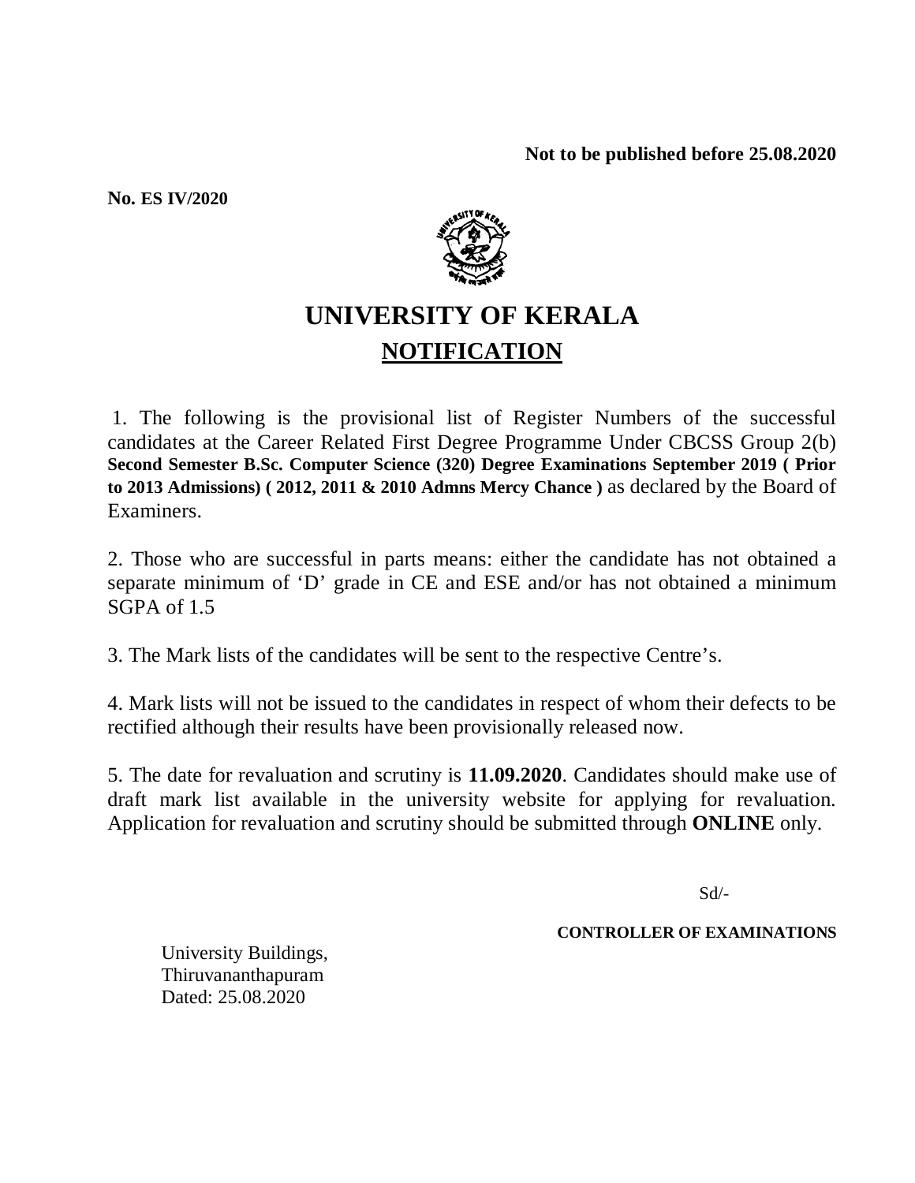**Not to be published before 25.08.2020**

**No. ES IV/2020**

# UNIVERSITY OF KERALA

## NOTIFICATION

1. The following is the provisional list of Register Numbers of the successful candidates at the Career Related First Degree Programme Under CBCSS Group 2(b) **Second Semester B.Sc. Computer Science (320) Degree Examinations September 2019 ( Prior to 2013 Admissions) ( 2012, 2011 & 2010 Admns Mercy Chance )** as declared by the Board of Examiners.

2. Those who are successful in parts means: either the candidate has not obtained a separate minimum of 'D' grade in CE and ESE and/or has not obtained a minimum SGPA of 1.5

3. The Mark lists of the candidates will be sent to the respective Centre's.

4. Mark lists will not be issued to the candidates in respect of whom their defects to be rectified although their results have been provisionally released now.

5. The date for revaluation and scrutiny is **11.09.2020**. Candidates should make use of draft mark list available in the university website for applying for revaluation. Application for revaluation and scrutiny should be submitted through **ONLINE** only.

Sd/-

**CONTROLLER OF EXAMINATIONS**

University Buildings,
Thiruvananthapuram
Dated: 25.08.2020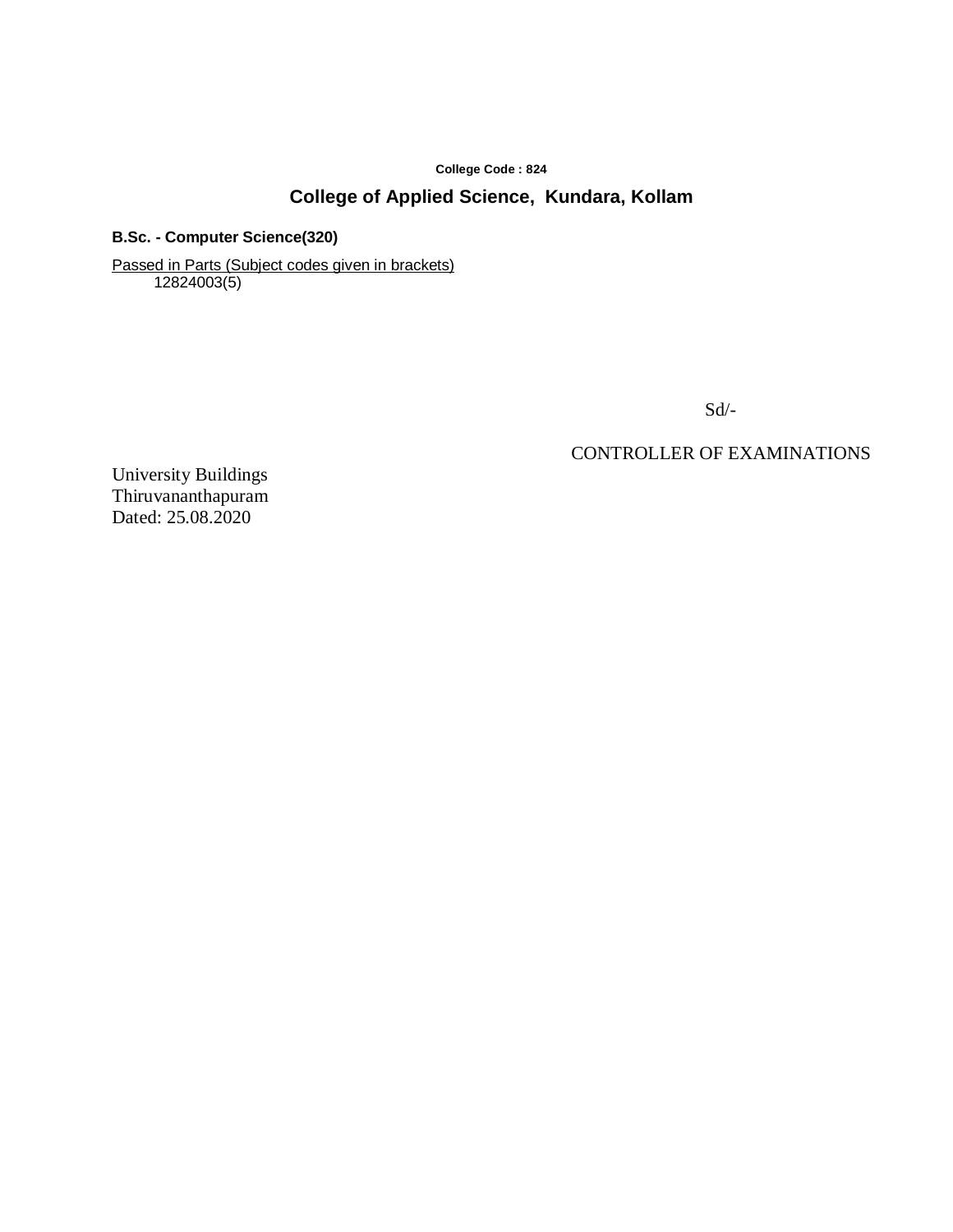**College Code : 824**

## College of Applied Science, Kundara, Kollam

**B.Sc. - Computer Science(320)**

Passed in Parts (Subject codes given in brackets)

12824003(5)

Sd/-

CONTROLLER OF EXAMINATIONS

University Buildings
Thiruvananthapuram
Dated: 25.08.2020